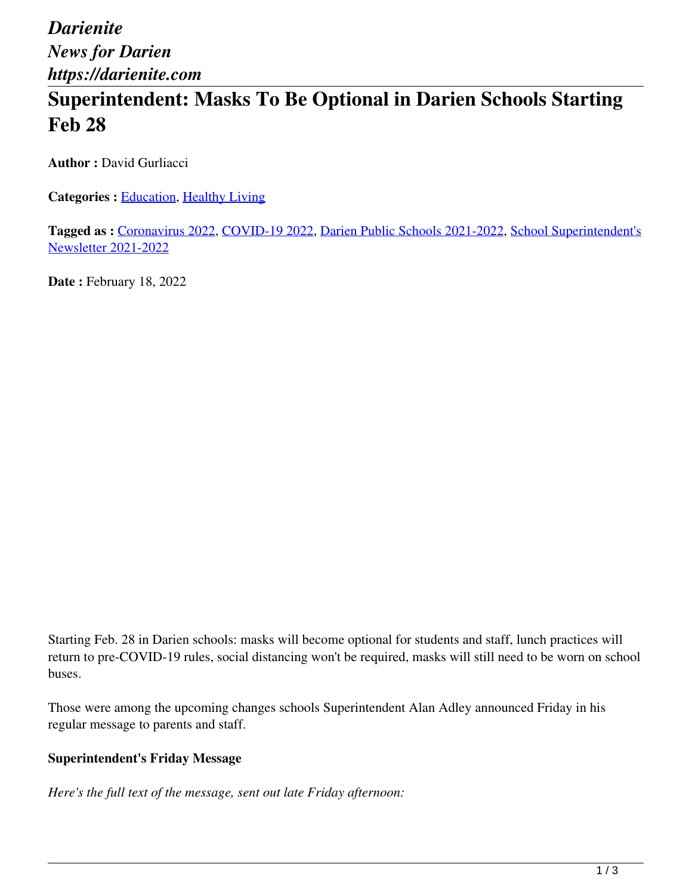*Darienite*
*News for Darien*
*https://darienite.com*

# Superintendent: Masks To Be Optional in Darien Schools Starting Feb 28

**Author :** David Gurliacci

**Categories :** Education, Healthy Living

**Tagged as :** Coronavirus 2022, COVID-19 2022, Darien Public Schools 2021-2022, School Superintendent's Newsletter 2021-2022

**Date :** February 18, 2022

Starting Feb. 28 in Darien schools: masks will become optional for students and staff, lunch practices will return to pre-COVID-19 rules, social distancing won't be required, masks will still need to be worn on school buses.

Those were among the upcoming changes schools Superintendent Alan Adley announced Friday in his regular message to parents and staff.

**Superintendent's Friday Message**

*Here's the full text of the message, sent out late Friday afternoon:*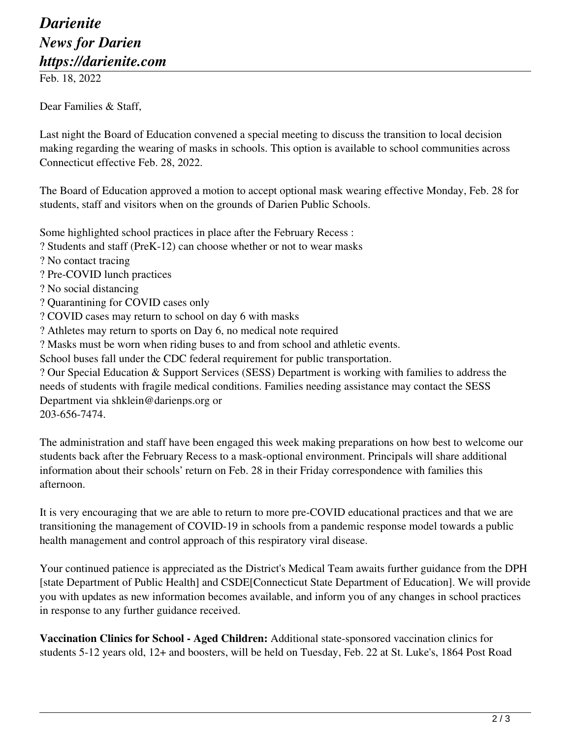Feb. 18, 2022

Dear Families & Staff,

Last night the Board of Education convened a special meeting to discuss the transition to local decision making regarding the wearing of masks in schools. This option is available to school communities across Connecticut effective Feb. 28, 2022.

The Board of Education approved a motion to accept optional mask wearing effective Monday, Feb. 28 for students, staff and visitors when on the grounds of Darien Public Schools.

Some highlighted school practices in place after the February Recess :

? Students and staff (PreK-12) can choose whether or not to wear masks
? No contact tracing
? Pre-COVID lunch practices
? No social distancing
? Quarantining for COVID cases only
? COVID cases may return to school on day 6 with masks
? Athletes may return to sports on Day 6, no medical note required
? Masks must be worn when riding buses to and from school and athletic events.
School buses fall under the CDC federal requirement for public transportation.
? Our Special Education & Support Services (SESS) Department is working with families to address the needs of students with fragile medical conditions. Families needing assistance may contact the SESS Department via shklein@darienps.org or
203-656-7474.

The administration and staff have been engaged this week making preparations on how best to welcome our students back after the February Recess to a mask-optional environment. Principals will share additional information about their schools' return on Feb. 28 in their Friday correspondence with families this afternoon.

It is very encouraging that we are able to return to more pre-COVID educational practices and that we are transitioning the management of COVID-19 in schools from a pandemic response model towards a public health management and control approach of this respiratory viral disease.

Your continued patience is appreciated as the District's Medical Team awaits further guidance from the DPH [state Department of Public Health] and CSDE[Connecticut State Department of Education]. We will provide you with updates as new information becomes available, and inform you of any changes in school practices in response to any further guidance received.

**Vaccination Clinics for School - Aged Children:** Additional state-sponsored vaccination clinics for students 5-12 years old, 12+ and boosters, will be held on Tuesday, Feb. 22 at St. Luke's, 1864 Post Road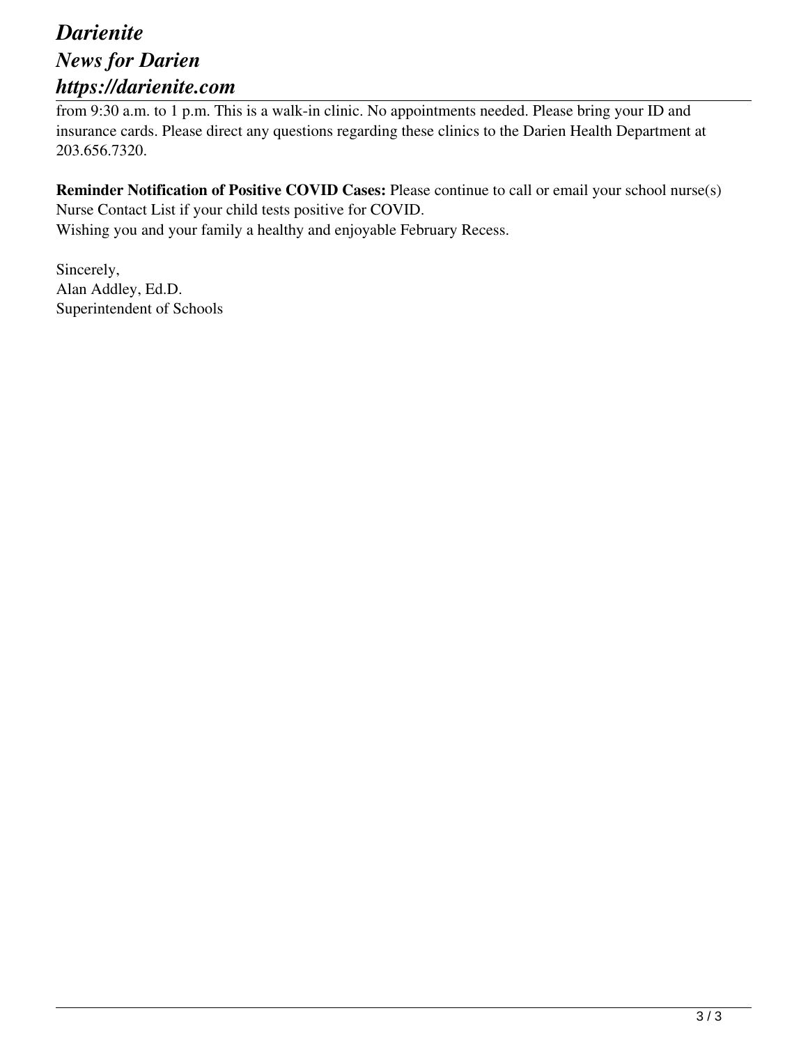from 9:30 a.m. to 1 p.m. This is a walk-in clinic. No appointments needed. Please bring your ID and insurance cards. Please direct any questions regarding these clinics to the Darien Health Department at 203.656.7320.

**Reminder Notification of Positive COVID Cases:** Please continue to call or email your school nurse(s) Nurse Contact List if your child tests positive for COVID.
Wishing you and your family a healthy and enjoyable February Recess.

Sincerely,
Alan Addley, Ed.D.
Superintendent of Schools